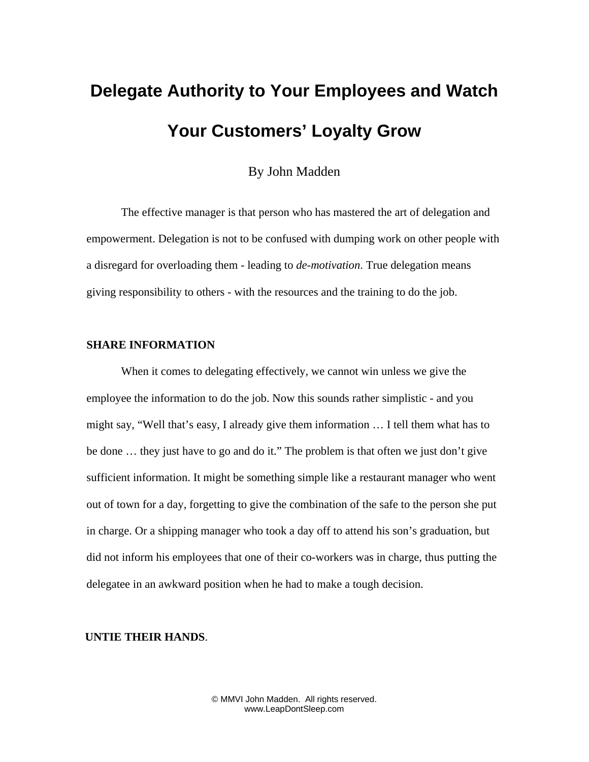# Delegate Authority to Your Employees and Watch Your Customers' Loyalty Grow

By John Madden

The effective manager is that person who has mastered the art of delegation and empowerment. Delegation is not to be confused with dumping work on other people with a disregard for overloading them - leading to *de-motivation*. True delegation means giving responsibility to others - with the resources and the training to do the job.

## SHARE INFORMATION

When it comes to delegating effectively, we cannot win unless we give the employee the information to do the job. Now this sounds rather simplistic - and you might say, "Well that's easy, I already give them information … I tell them what has to be done … they just have to go and do it." The problem is that often we just don't give sufficient information. It might be something simple like a restaurant manager who went out of town for a day, forgetting to give the combination of the safe to the person she put in charge. Or a shipping manager who took a day off to attend his son's graduation, but did not inform his employees that one of their co-workers was in charge, thus putting the delegatee in an awkward position when he had to make a tough decision.

## UNTIE THEIR HANDS.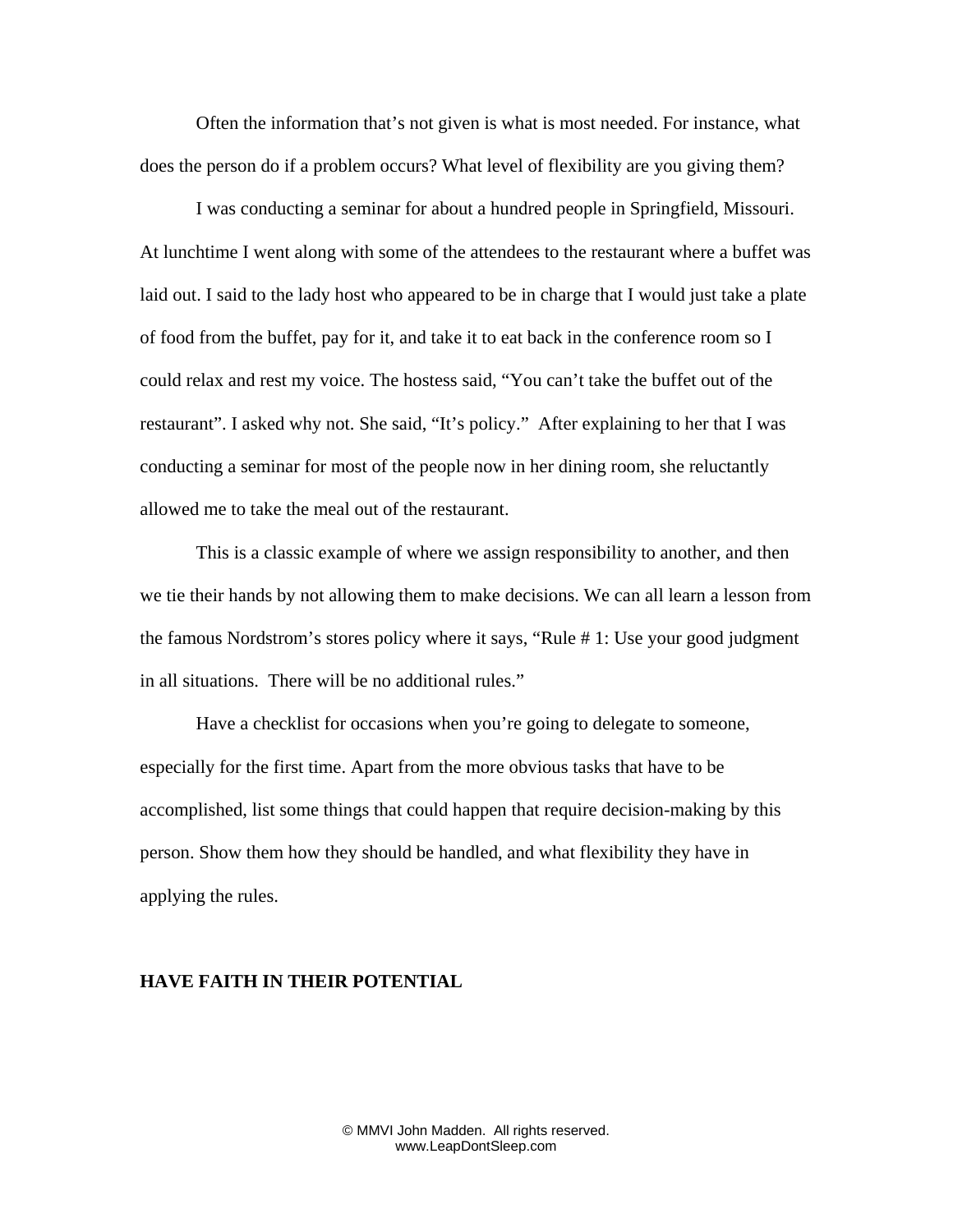Often the information that's not given is what is most needed. For instance, what does the person do if a problem occurs? What level of flexibility are you giving them?

I was conducting a seminar for about a hundred people in Springfield, Missouri. At lunchtime I went along with some of the attendees to the restaurant where a buffet was laid out. I said to the lady host who appeared to be in charge that I would just take a plate of food from the buffet, pay for it, and take it to eat back in the conference room so I could relax and rest my voice. The hostess said, "You can't take the buffet out of the restaurant". I asked why not. She said, "It's policy." After explaining to her that I was conducting a seminar for most of the people now in her dining room, she reluctantly allowed me to take the meal out of the restaurant.

This is a classic example of where we assign responsibility to another, and then we tie their hands by not allowing them to make decisions. We can all learn a lesson from the famous Nordstrom's stores policy where it says, "Rule # 1: Use your good judgment in all situations. There will be no additional rules."

Have a checklist for occasions when you're going to delegate to someone, especially for the first time. Apart from the more obvious tasks that have to be accomplished, list some things that could happen that require decision-making by this person. Show them how they should be handled, and what flexibility they have in applying the rules.

**HAVE FAITH IN THEIR POTENTIAL**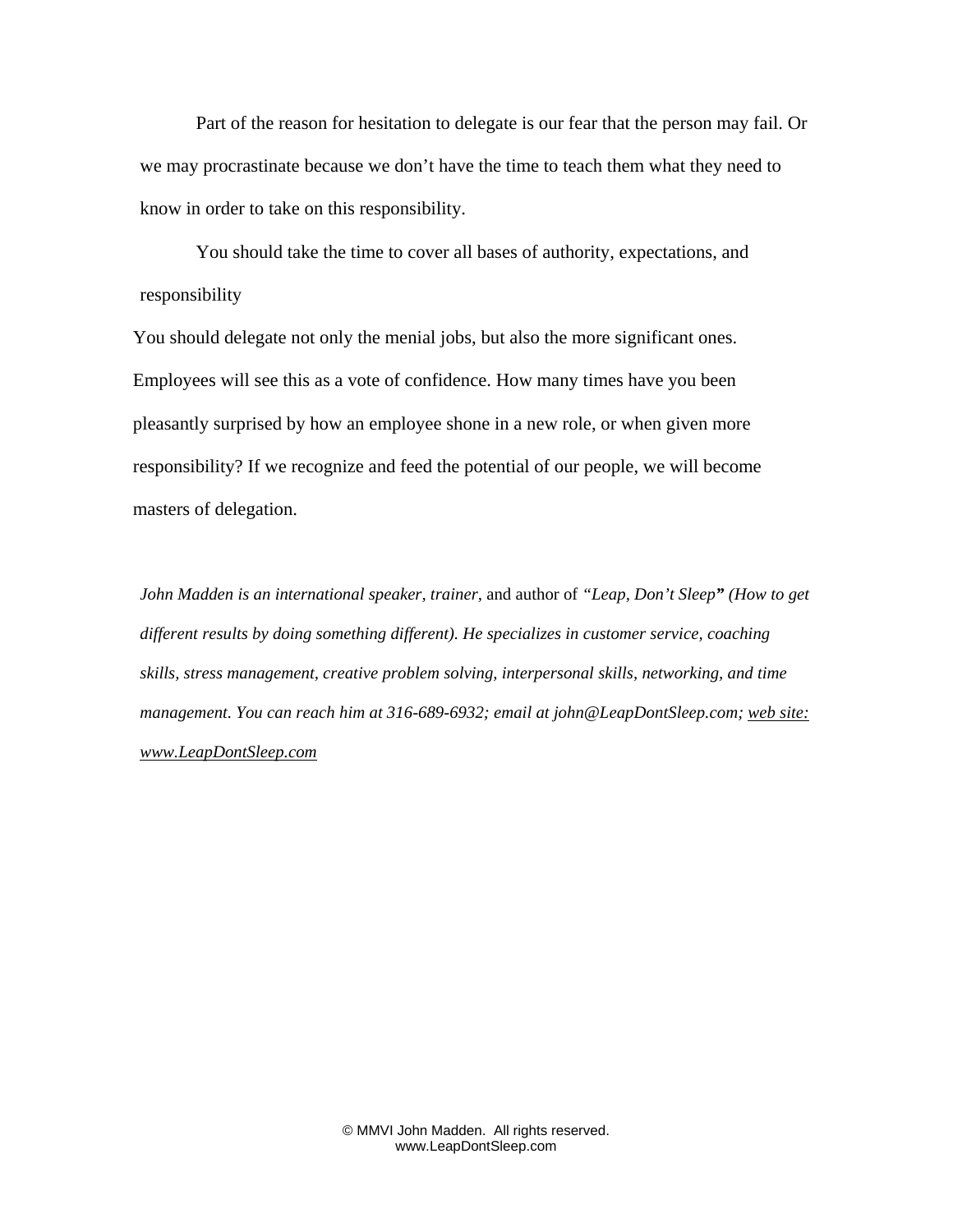Part of the reason for hesitation to delegate is our fear that the person may fail. Or we may procrastinate because we don't have the time to teach them what they need to know in order to take on this responsibility.

You should take the time to cover all bases of authority, expectations, and responsibility

You should delegate not only the menial jobs, but also the more significant ones. Employees will see this as a vote of confidence. How many times have you been pleasantly surprised by how an employee shone in a new role, or when given more responsibility? If we recognize and feed the potential of our people, we will become masters of delegation.

*John Madden is an international speaker, trainer,* and author of *"Leap, Don't Sleep"* *(How to get different results by doing something different). He specializes in customer service, coaching skills, stress management, creative problem solving, interpersonal skills, networking, and time management. You can reach him at 316-689-6932; email at john@LeapDontSleep.com; web site: www.LeapDontSleep.com*

© MMVI John Madden. All rights reserved.
www.LeapDontSleep.com